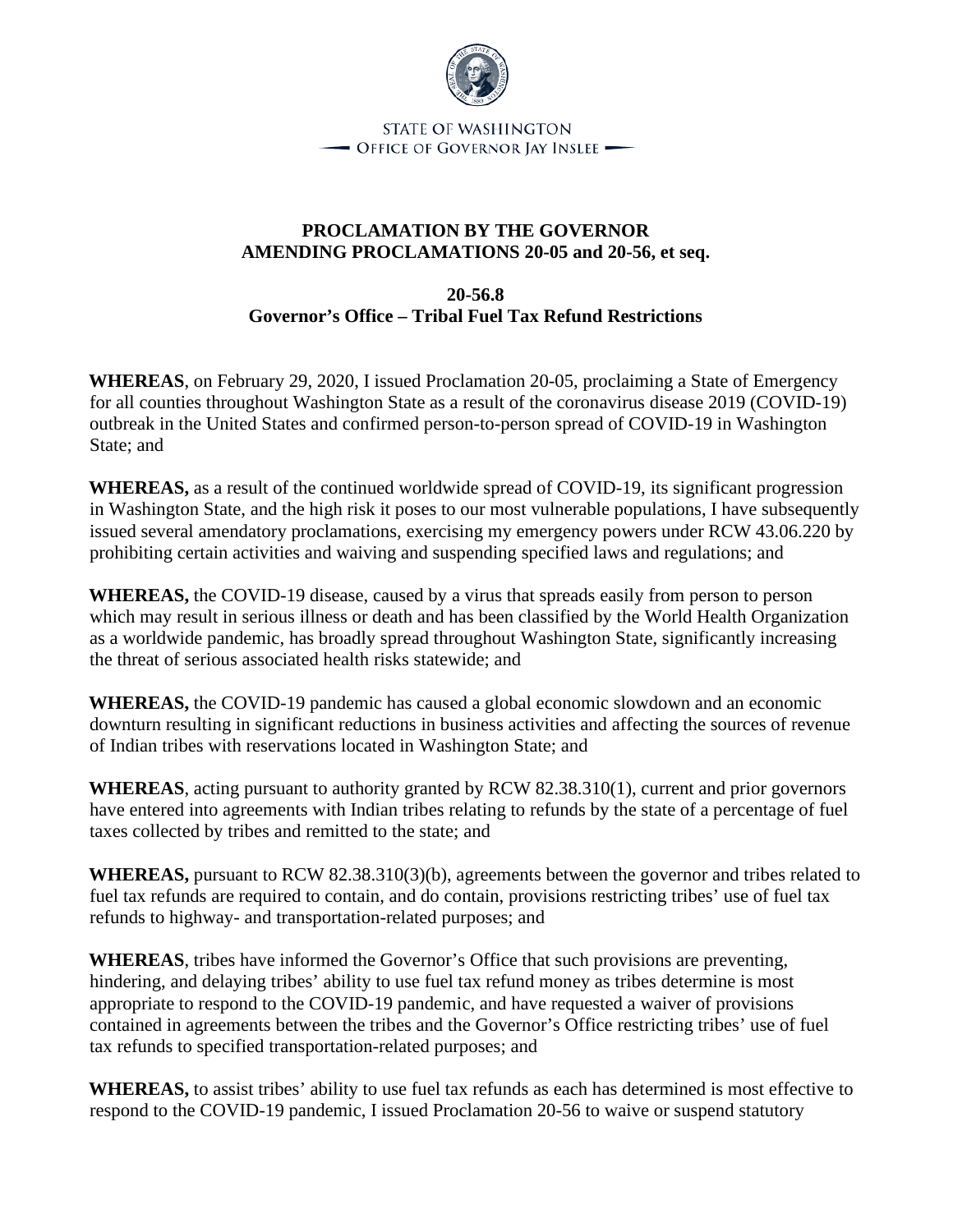STATE OF WASHINGTON
OFFICE OF GOVERNOR JAY INSLEE

**PROCLAMATION BY THE GOVERNOR**
**AMENDING PROCLAMATIONS 20-05 and 20-56, et seq.**

**20-56.8**
**Governor's Office – Tribal Fuel Tax Refund Restrictions**

**WHEREAS**, on February 29, 2020, I issued Proclamation 20-05, proclaiming a State of Emergency for all counties throughout Washington State as a result of the coronavirus disease 2019 (COVID-19) outbreak in the United States and confirmed person-to-person spread of COVID-19 in Washington State; and

**WHEREAS,** as a result of the continued worldwide spread of COVID-19, its significant progression in Washington State, and the high risk it poses to our most vulnerable populations, I have subsequently issued several amendatory proclamations, exercising my emergency powers under RCW 43.06.220 by prohibiting certain activities and waiving and suspending specified laws and regulations; and

**WHEREAS,** the COVID-19 disease, caused by a virus that spreads easily from person to person which may result in serious illness or death and has been classified by the World Health Organization as a worldwide pandemic, has broadly spread throughout Washington State, significantly increasing the threat of serious associated health risks statewide; and

**WHEREAS,** the COVID-19 pandemic has caused a global economic slowdown and an economic downturn resulting in significant reductions in business activities and affecting the sources of revenue of Indian tribes with reservations located in Washington State; and

**WHEREAS**, acting pursuant to authority granted by RCW 82.38.310(1), current and prior governors have entered into agreements with Indian tribes relating to refunds by the state of a percentage of fuel taxes collected by tribes and remitted to the state; and

**WHEREAS,** pursuant to RCW 82.38.310(3)(b), agreements between the governor and tribes related to fuel tax refunds are required to contain, and do contain, provisions restricting tribes' use of fuel tax refunds to highway- and transportation-related purposes; and

**WHEREAS**, tribes have informed the Governor's Office that such provisions are preventing, hindering, and delaying tribes' ability to use fuel tax refund money as tribes determine is most appropriate to respond to the COVID-19 pandemic, and have requested a waiver of provisions contained in agreements between the tribes and the Governor's Office restricting tribes' use of fuel tax refunds to specified transportation-related purposes; and

**WHEREAS,** to assist tribes' ability to use fuel tax refunds as each has determined is most effective to respond to the COVID-19 pandemic, I issued Proclamation 20-56 to waive or suspend statutory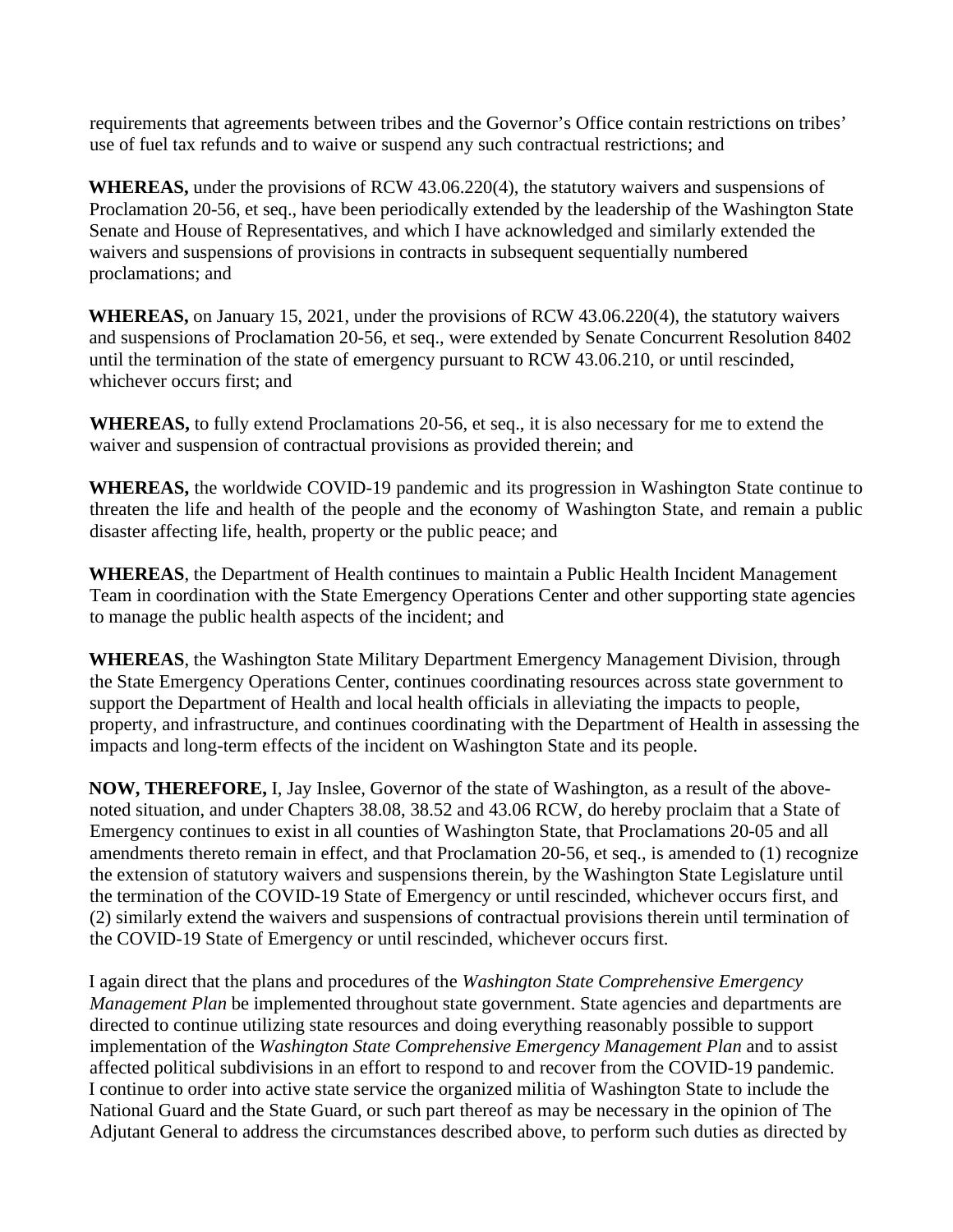requirements that agreements between tribes and the Governor's Office contain restrictions on tribes' use of fuel tax refunds and to waive or suspend any such contractual restrictions; and

**WHEREAS,** under the provisions of RCW 43.06.220(4), the statutory waivers and suspensions of Proclamation 20-56, et seq., have been periodically extended by the leadership of the Washington State Senate and House of Representatives, and which I have acknowledged and similarly extended the waivers and suspensions of provisions in contracts in subsequent sequentially numbered proclamations; and

**WHEREAS,** on January 15, 2021, under the provisions of RCW 43.06.220(4), the statutory waivers and suspensions of Proclamation 20-56, et seq., were extended by Senate Concurrent Resolution 8402 until the termination of the state of emergency pursuant to RCW 43.06.210, or until rescinded, whichever occurs first; and

**WHEREAS,** to fully extend Proclamations 20-56, et seq., it is also necessary for me to extend the waiver and suspension of contractual provisions as provided therein; and

**WHEREAS,** the worldwide COVID-19 pandemic and its progression in Washington State continue to threaten the life and health of the people and the economy of Washington State, and remain a public disaster affecting life, health, property or the public peace; and

**WHEREAS**, the Department of Health continues to maintain a Public Health Incident Management Team in coordination with the State Emergency Operations Center and other supporting state agencies to manage the public health aspects of the incident; and

**WHEREAS**, the Washington State Military Department Emergency Management Division, through the State Emergency Operations Center, continues coordinating resources across state government to support the Department of Health and local health officials in alleviating the impacts to people, property, and infrastructure, and continues coordinating with the Department of Health in assessing the impacts and long-term effects of the incident on Washington State and its people.

**NOW, THEREFORE,** I, Jay Inslee, Governor of the state of Washington, as a result of the above-noted situation, and under Chapters 38.08, 38.52 and 43.06 RCW, do hereby proclaim that a State of Emergency continues to exist in all counties of Washington State, that Proclamations 20-05 and all amendments thereto remain in effect, and that Proclamation 20-56, et seq., is amended to (1) recognize the extension of statutory waivers and suspensions therein, by the Washington State Legislature until the termination of the COVID-19 State of Emergency or until rescinded, whichever occurs first, and (2) similarly extend the waivers and suspensions of contractual provisions therein until termination of the COVID-19 State of Emergency or until rescinded, whichever occurs first.

I again direct that the plans and procedures of the *Washington State Comprehensive Emergency Management Plan* be implemented throughout state government. State agencies and departments are directed to continue utilizing state resources and doing everything reasonably possible to support implementation of the *Washington State Comprehensive Emergency Management Plan* and to assist affected political subdivisions in an effort to respond to and recover from the COVID-19 pandemic. I continue to order into active state service the organized militia of Washington State to include the National Guard and the State Guard, or such part thereof as may be necessary in the opinion of The Adjutant General to address the circumstances described above, to perform such duties as directed by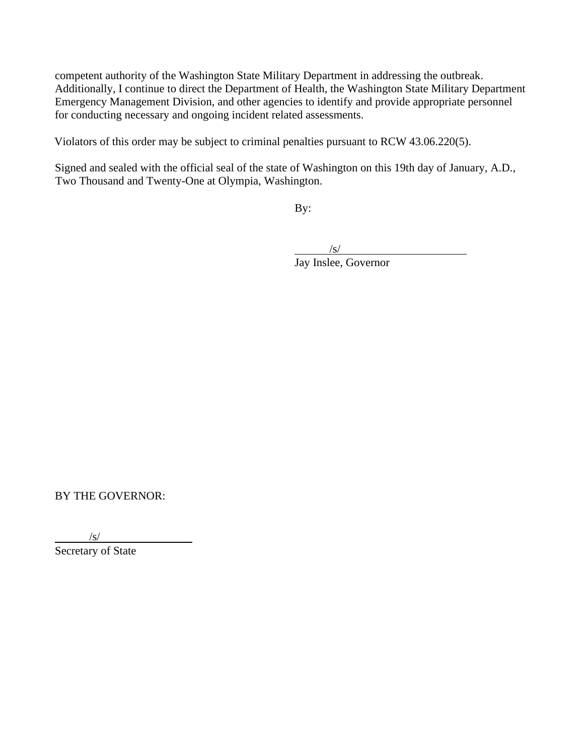competent authority of the Washington State Military Department in addressing the outbreak. Additionally, I continue to direct the Department of Health, the Washington State Military Department Emergency Management Division, and other agencies to identify and provide appropriate personnel for conducting necessary and ongoing incident related assessments.

Violators of this order may be subject to criminal penalties pursuant to RCW 43.06.220(5).

Signed and sealed with the official seal of the state of Washington on this 19th day of January, A.D., Two Thousand and Twenty-One at Olympia, Washington.

By:

/s/

Jay Inslee, Governor

BY THE GOVERNOR:

/s/

Secretary of State